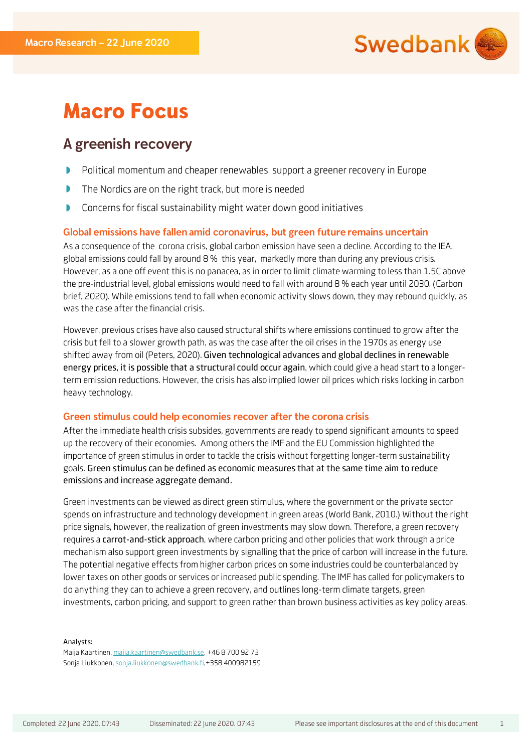Macro Research – 22 June 2020

# Macro Focus

## A greenish recovery

- Political momentum and cheaper renewables support a greener recovery in Europe
- The Nordics are on the right track, but more is needed
- Concerns for fiscal sustainability might water down good initiatives

### Global emissions have fallen amid coronavirus, but green future remains uncertain

As a consequence of the corona crisis, global carbon emission have seen a decline. According to the IEA, global emissions could fall by around 8 % this year, markedly more than during any previous crisis. However, as a one off event this is no panacea, as in order to limit climate warming to less than 1.5C above the pre-industrial level, global emissions would need to fall with around 8 % each year until 2030. (Carbon brief, 2020). While emissions tend to fall when economic activity slows down, they may rebound quickly, as was the case after the financial crisis.

However, previous crises have also caused structural shifts where emissions continued to grow after the crisis but fell to a slower growth path, as was the case after the oil crises in the 1970s as energy use shifted away from oil (Peters, 2020). **Given technological advances and global declines in renewable energy prices, it is possible that a structural could occur again**, which could give a head start to a longer-term emission reductions. However, the crisis has also implied lower oil prices which risks locking in carbon heavy technology.

### Green stimulus could help economies recover after the corona crisis

After the immediate health crisis subsides, governments are ready to spend significant amounts to speed up the recovery of their economies. Among others the IMF and the EU Commission highlighted the importance of green stimulus in order to tackle the crisis without forgetting longer-term sustainability goals. **Green stimulus can be defined as economic measures that at the same time aim to reduce emissions and increase aggregate demand.**

Green investments can be viewed as direct green stimulus, where the government or the private sector spends on infrastructure and technology development in green areas (World Bank, 2010.) Without the right price signals, however, the realization of green investments may slow down. Therefore, a green recovery requires a **carrot-and-stick approach**, where carbon pricing and other policies that work through a price mechanism also support green investments by signalling that the price of carbon will increase in the future. The potential negative effects from higher carbon prices on some industries could be counterbalanced by lower taxes on other goods or services or increased public spending. The IMF has called for policymakers to do anything they can to achieve a green recovery, and outlines long-term climate targets, green investments, carbon pricing, and support to green rather than brown business activities as key policy areas.

Analysts:
Maija Kaartinen, maija.kaartinen@swedbank.se, +46 8 700 92 73
Sonja Liukkonen, sonja.liukkonen@swedbank.fi,+358 400982159

Completed: 22 June 2020. 07:43 Disseminated: 22 June 2020. 07:43 Please see important disclosures at the end of this document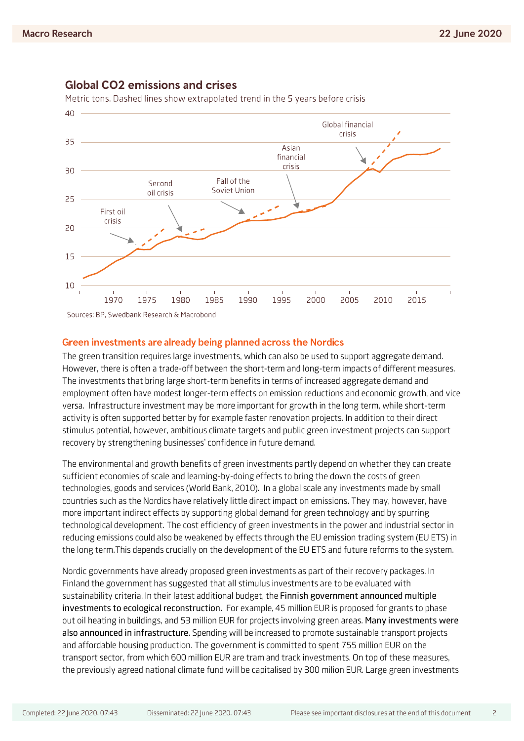## Global CO2 emissions and crises

Metric tons. Dashed lines show extrapolated trend in the 5 years before crisis

Sources: BP, Swedbank Research & Macrobond

### Green investments are already being planned across the Nordics

The green transition requires large investments, which can also be used to support aggregate demand. However, there is often a trade-off between the short-term and long-term impacts of different measures. The investments that bring large short-term benefits in terms of increased aggregate demand and employment often have modest longer-term effects on emission reductions and economic growth, and vice versa. Infrastructure investment may be more important for growth in the long term, while short-term activity is often supported better by for example faster renovation projects. In addition to their direct stimulus potential, however, ambitious climate targets and public green investment projects can support recovery by strengthening businesses' confidence in future demand.

The environmental and growth benefits of green investments partly depend on whether they can create sufficient economies of scale and learning-by-doing effects to bring the down the costs of green technologies, goods and services (World Bank, 2010). In a global scale any investments made by small countries such as the Nordics have relatively little direct impact on emissions. They may, however, have more important indirect effects by supporting global demand for green technology and by spurring technological development. The cost efficiency of green investments in the power and industrial sector in reducing emissions could also be weakened by effects through the EU emission trading system (EU ETS) in the long term.This depends crucially on the development of the EU ETS and future reforms to the system.

Nordic governments have already proposed green investments as part of their recovery packages. In Finland the government has suggested that all stimulus investments are to be evaluated with sustainability criteria. In their latest additional budget, the Finnish government announced multiple investments to ecological reconstruction. For example, 45 million EUR is proposed for grants to phase out oil heating in buildings, and 53 million EUR for projects involving green areas. Many investments were also announced in infrastructure. Spending will be increased to promote sustainable transport projects and affordable housing production. The government is committed to spent 755 million EUR on the transport sector, from which 600 million EUR are tram and track investments. On top of these measures, the previously agreed national climate fund will be capitalised by 300 milion EUR. Large green investments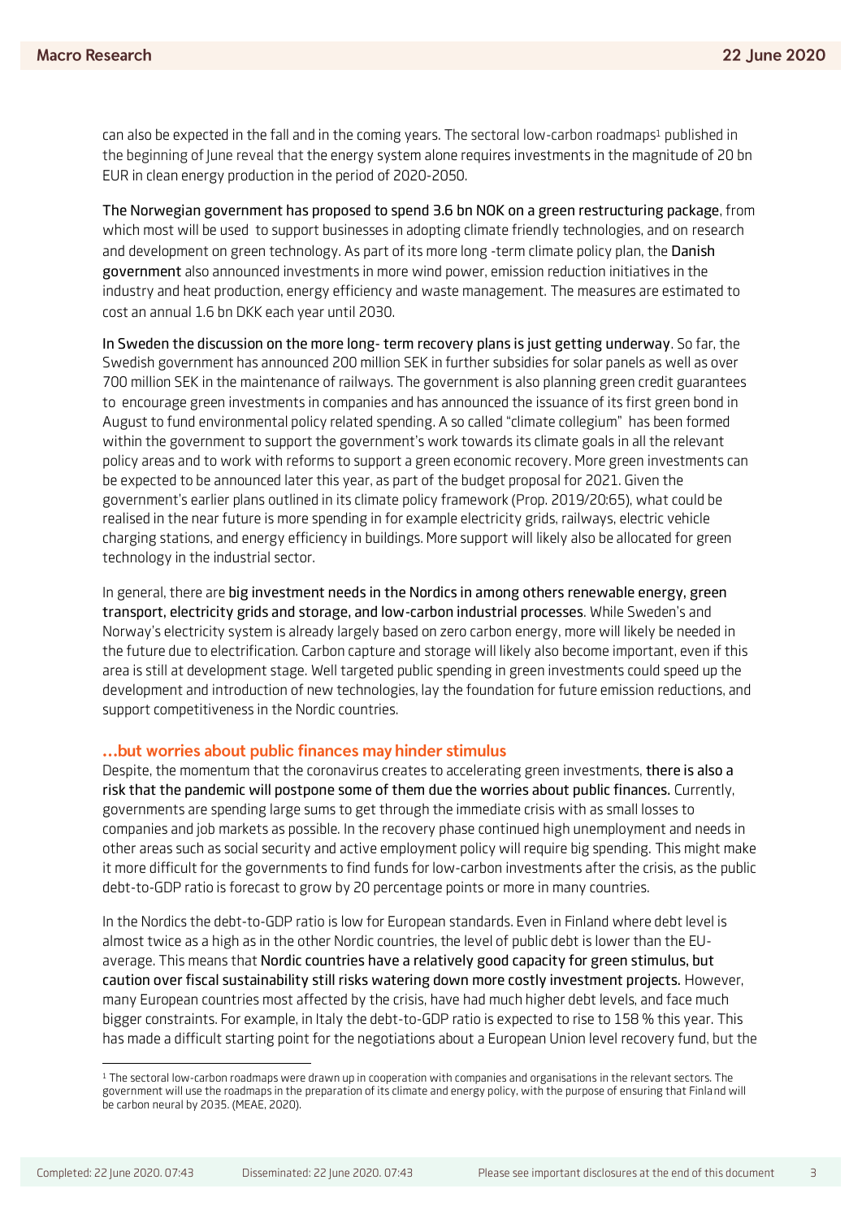can also be expected in the fall and in the coming years. The sectoral low-carbon roadmaps[1] published in the beginning of June reveal that the energy system alone requires investments in the magnitude of 20 bn EUR in clean energy production in the period of 2020-2050.

The Norwegian government has proposed to spend 3.6 bn NOK on a green restructuring package, from which most will be used to support businesses in adopting climate friendly technologies, and on research and development on green technology. As part of its more long -term climate policy plan, the Danish government also announced investments in more wind power, emission reduction initiatives in the industry and heat production, energy efficiency and waste management. The measures are estimated to cost an annual 1.6 bn DKK each year until 2030.

In Sweden the discussion on the more long- term recovery plans is just getting underway. So far, the Swedish government has announced 200 million SEK in further subsidies for solar panels as well as over 700 million SEK in the maintenance of railways. The government is also planning green credit guarantees to encourage green investments in companies and has announced the issuance of its first green bond in August to fund environmental policy related spending. A so called "climate collegium" has been formed within the government to support the government's work towards its climate goals in all the relevant policy areas and to work with reforms to support a green economic recovery. More green investments can be expected to be announced later this year, as part of the budget proposal for 2021. Given the government's earlier plans outlined in its climate policy framework (Prop. 2019/20:65), what could be realised in the near future is more spending in for example electricity grids, railways, electric vehicle charging stations, and energy efficiency in buildings. More support will likely also be allocated for green technology in the industrial sector.

In general, there are big investment needs in the Nordics in among others renewable energy, green transport, electricity grids and storage, and low-carbon industrial processes. While Sweden's and Norway's electricity system is already largely based on zero carbon energy, more will likely be needed in the future due to electrification. Carbon capture and storage will likely also become important, even if this area is still at development stage. Well targeted public spending in green investments could speed up the development and introduction of new technologies, lay the foundation for future emission reductions, and support competitiveness in the Nordic countries.

## …but worries about public finances may hinder stimulus

Despite, the momentum that the coronavirus creates to accelerating green investments, there is also a risk that the pandemic will postpone some of them due the worries about public finances. Currently, governments are spending large sums to get through the immediate crisis with as small losses to companies and job markets as possible. In the recovery phase continued high unemployment and needs in other areas such as social security and active employment policy will require big spending. This might make it more difficult for the governments to find funds for low-carbon investments after the crisis, as the public debt-to-GDP ratio is forecast to grow by 20 percentage points or more in many countries.

In the Nordics the debt-to-GDP ratio is low for European standards. Even in Finland where debt level is almost twice as a high as in the other Nordic countries, the level of public debt is lower than the EU-average. This means that Nordic countries have a relatively good capacity for green stimulus, but caution over fiscal sustainability still risks watering down more costly investment projects. However, many European countries most affected by the crisis, have had much higher debt levels, and face much bigger constraints. For example, in Italy the debt-to-GDP ratio is expected to rise to 158 % this year. This has made a difficult starting point for the negotiations about a European Union level recovery fund, but the

[1] The sectoral low-carbon roadmaps were drawn up in cooperation with companies and organisations in the relevant sectors. The government will use the roadmaps in the preparation of its climate and energy policy, with the purpose of ensuring that Finland will be carbon neural by 2035. (MEAE, 2020).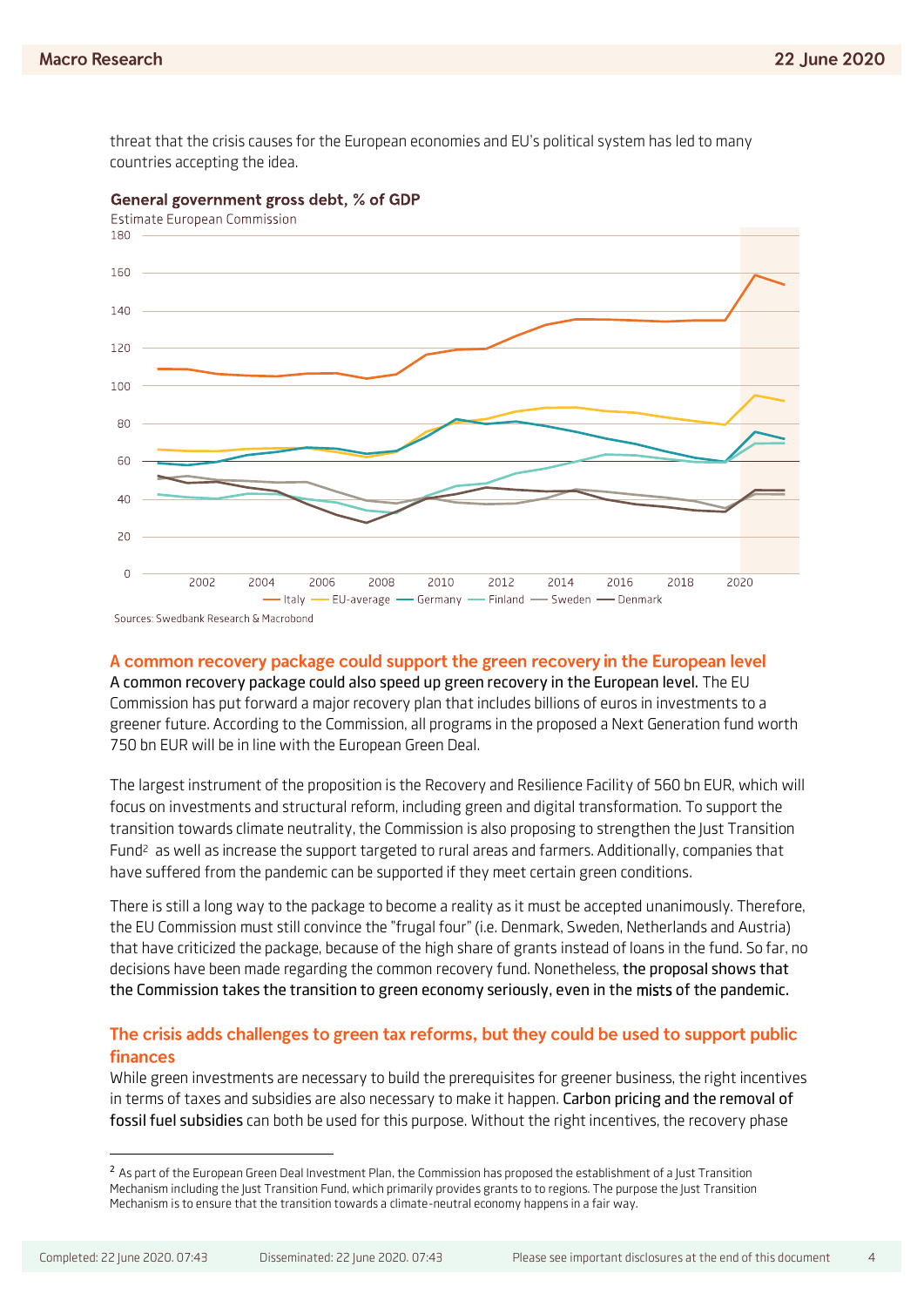threat that the crisis causes for the European economies and EU's political system has led to many countries accepting the idea.

**General government gross debt, % of GDP**
Estimate European Commission

Sources: Swedbank Research & Macrobond

## A common recovery package could support the green recovery in the European level

A common recovery package could also speed up green recovery in the European level. The EU Commission has put forward a major recovery plan that includes billions of euros in investments to a greener future. According to the Commission, all programs in the proposed a Next Generation fund worth 750 bn EUR will be in line with the European Green Deal.

The largest instrument of the proposition is the Recovery and Resilience Facility of 560 bn EUR, which will focus on investments and structural reform, including green and digital transformation. To support the transition towards climate neutrality, the Commission is also proposing to strengthen the Just Transition Fund[2] as well as increase the support targeted to rural areas and farmers. Additionally, companies that have suffered from the pandemic can be supported if they meet certain green conditions.

There is still a long way to the package to become a reality as it must be accepted unanimously. Therefore, the EU Commission must still convince the "frugal four" (i.e. Denmark, Sweden, Netherlands and Austria) that have criticized the package, because of the high share of grants instead of loans in the fund. So far, no decisions have been made regarding the common recovery fund. Nonetheless, the proposal shows that the Commission takes the transition to green economy seriously, even in the mists of the pandemic.

## The crisis adds challenges to green tax reforms, but they could be used to support public finances

While green investments are necessary to build the prerequisites for greener business, the right incentives in terms of taxes and subsidies are also necessary to make it happen. Carbon pricing and the removal of fossil fuel subsidies can both be used for this purpose. Without the right incentives, the recovery phase

---

[2] As part of the European Green Deal Investment Plan, the Commission has proposed the establishment of a Just Transition Mechanism including the Just Transition Fund, which primarily provides grants to to regions. The purpose the Just Transition Mechanism is to ensure that the transition towards a climate-neutral economy happens in a fair way.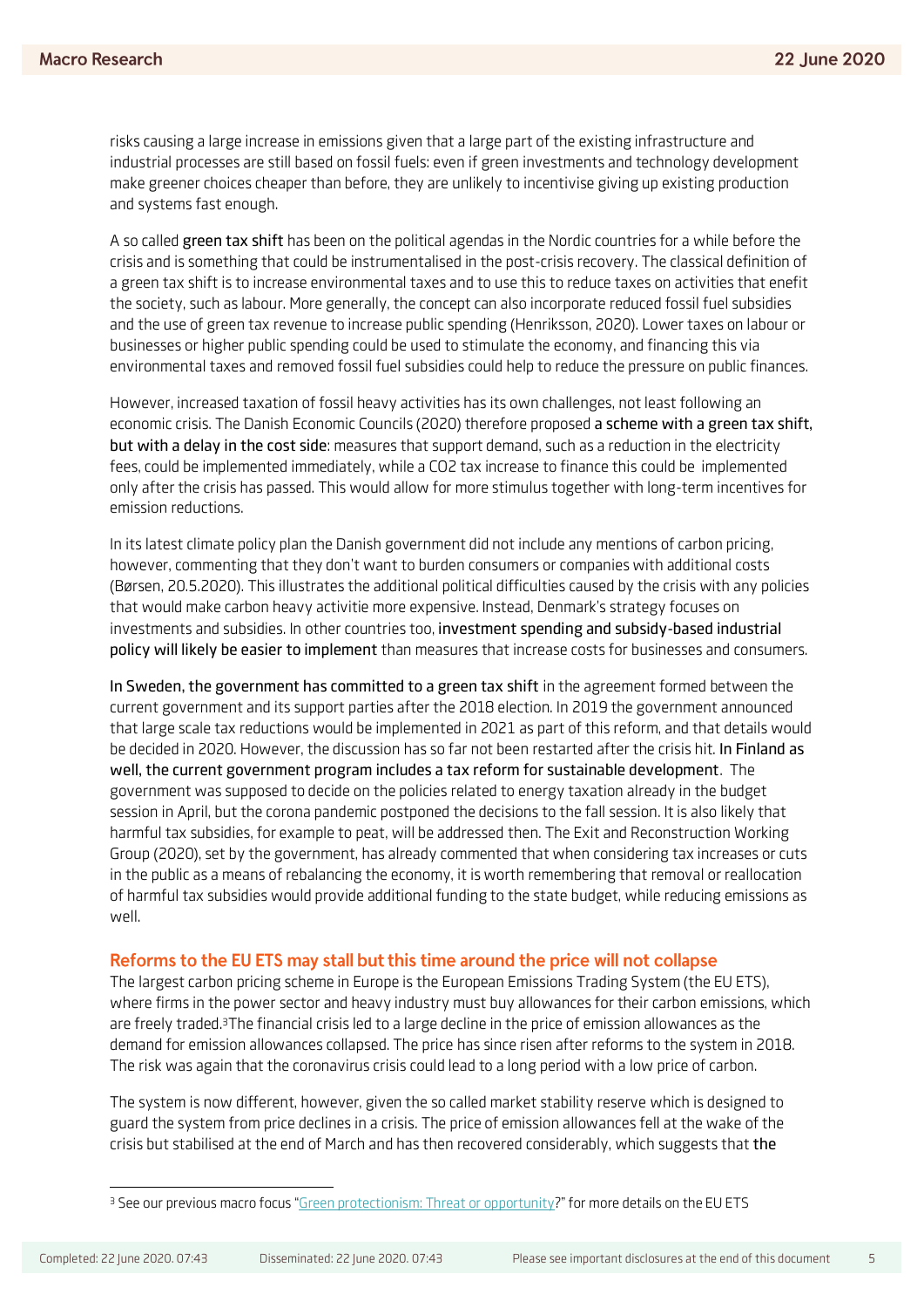risks causing a large increase in emissions given that a large part of the existing infrastructure and industrial processes are still based on fossil fuels: even if green investments and technology development make greener choices cheaper than before, they are unlikely to incentivise giving up existing production and systems fast enough.

A so called **green tax shift** has been on the political agendas in the Nordic countries for a while before the crisis and is something that could be instrumentalised in the post-crisis recovery. The classical definition of a green tax shift is to increase environmental taxes and to use this to reduce taxes on activities that enefit the society, such as labour. More generally, the concept can also incorporate reduced fossil fuel subsidies and the use of green tax revenue to increase public spending (Henriksson, 2020). Lower taxes on labour or businesses or higher public spending could be used to stimulate the economy, and financing this via environmental taxes and removed fossil fuel subsidies could help to reduce the pressure on public finances.

However, increased taxation of fossil heavy activities has its own challenges, not least following an economic crisis. The Danish Economic Councils (2020) therefore proposed **a scheme with a green tax shift, but with a delay in the cost side**: measures that support demand, such as a reduction in the electricity fees, could be implemented immediately, while a CO2 tax increase to finance this could be implemented only after the crisis has passed. This would allow for more stimulus together with long-term incentives for emission reductions.

In its latest climate policy plan the Danish government did not include any mentions of carbon pricing, however, commenting that they don't want to burden consumers or companies with additional costs (Børsen, 20.5.2020). This illustrates the additional political difficulties caused by the crisis with any policies that would make carbon heavy activitie more expensive. Instead, Denmark's strategy focuses on investments and subsidies. In other countries too, **investment spending and subsidy-based industrial policy will likely be easier to implement** than measures that increase costs for businesses and consumers.

**In Sweden, the government has committed to a green tax shift** in the agreement formed between the current government and its support parties after the 2018 election. In 2019 the government announced that large scale tax reductions would be implemented in 2021 as part of this reform, and that details would be decided in 2020. However, the discussion has so far not been restarted after the crisis hit. **In Finland as well, the current government program includes a tax reform for sustainable development**. The government was supposed to decide on the policies related to energy taxation already in the budget session in April, but the corona pandemic postponed the decisions to the fall session. It is also likely that harmful tax subsidies, for example to peat, will be addressed then. The Exit and Reconstruction Working Group (2020), set by the government, has already commented that when considering tax increases or cuts in the public as a means of rebalancing the economy, it is worth remembering that removal or reallocation of harmful tax subsidies would provide additional funding to the state budget, while reducing emissions as well.

## Reforms to the EU ETS may stall but this time around the price will not collapse

The largest carbon pricing scheme in Europe is the European Emissions Trading System (the EU ETS), where firms in the power sector and heavy industry must buy allowances for their carbon emissions, which are freely traded.[3] The financial crisis led to a large decline in the price of emission allowances as the demand for emission allowances collapsed. The price has since risen after reforms to the system in 2018. The risk was again that the coronavirus crisis could lead to a long period with a low price of carbon.

The system is now different, however, given the so called market stability reserve which is designed to guard the system from price declines in a crisis. The price of emission allowances fell at the wake of the crisis but stabilised at the end of March and has then recovered considerably, which suggests that **the**

[3] See our previous macro focus "Green protectionism: Threat or opportunity?" for more details on the EU ETS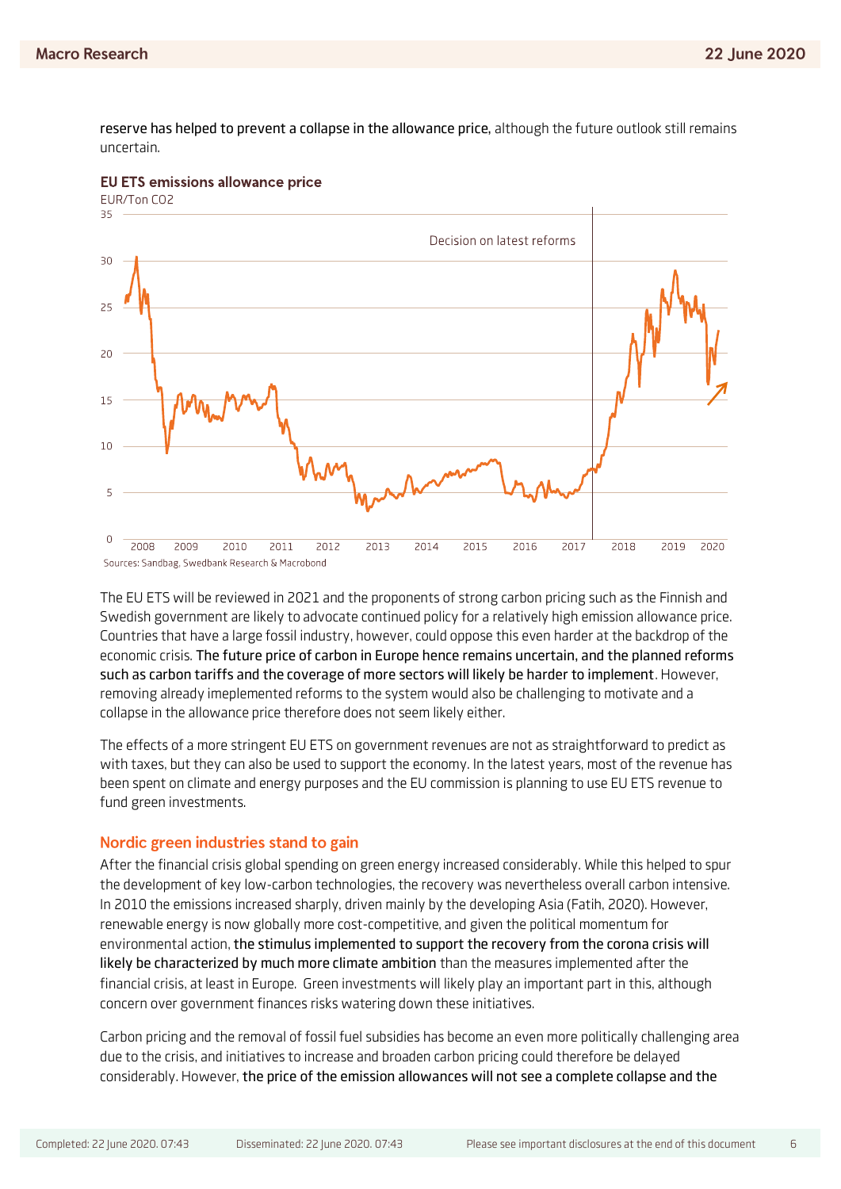**reserve has helped to prevent a collapse in the allowance price,** although the future outlook still remains uncertain.

**EU ETS emissions allowance price**

EUR/Ton CO2

Sources: Sandbag, Swedbank Research & Macrobond

The EU ETS will be reviewed in 2021 and the proponents of strong carbon pricing such as the Finnish and Swedish government are likely to advocate continued policy for a relatively high emission allowance price. Countries that have a large fossil industry, however, could oppose this even harder at the backdrop of the economic crisis. **The future price of carbon in Europe hence remains uncertain, and the planned reforms such as carbon tariffs and the coverage of more sectors will likely be harder to implement**. However, removing already imeplemented reforms to the system would also be challenging to motivate and a collapse in the allowance price therefore does not seem likely either.

The effects of a more stringent EU ETS on government revenues are not as straightforward to predict as with taxes, but they can also be used to support the economy. In the latest years, most of the revenue has been spent on climate and energy purposes and the EU commission is planning to use EU ETS revenue to fund green investments.

## Nordic green industries stand to gain

After the financial crisis global spending on green energy increased considerably. While this helped to spur the development of key low-carbon technologies, the recovery was nevertheless overall carbon intensive. In 2010 the emissions increased sharply, driven mainly by the developing Asia (Fatih, 2020). However, renewable energy is now globally more cost-competitive, and given the political momentum for environmental action, **the stimulus implemented to support the recovery from the corona crisis will likely be characterized by much more climate ambition** than the measures implemented after the financial crisis, at least in Europe. Green investments will likely play an important part in this, although concern over government finances risks watering down these initiatives.

Carbon pricing and the removal of fossil fuel subsidies has become an even more politically challenging area due to the crisis, and initiatives to increase and broaden carbon pricing could therefore be delayed considerably. However, **the price of the emission allowances will not see a complete collapse and the**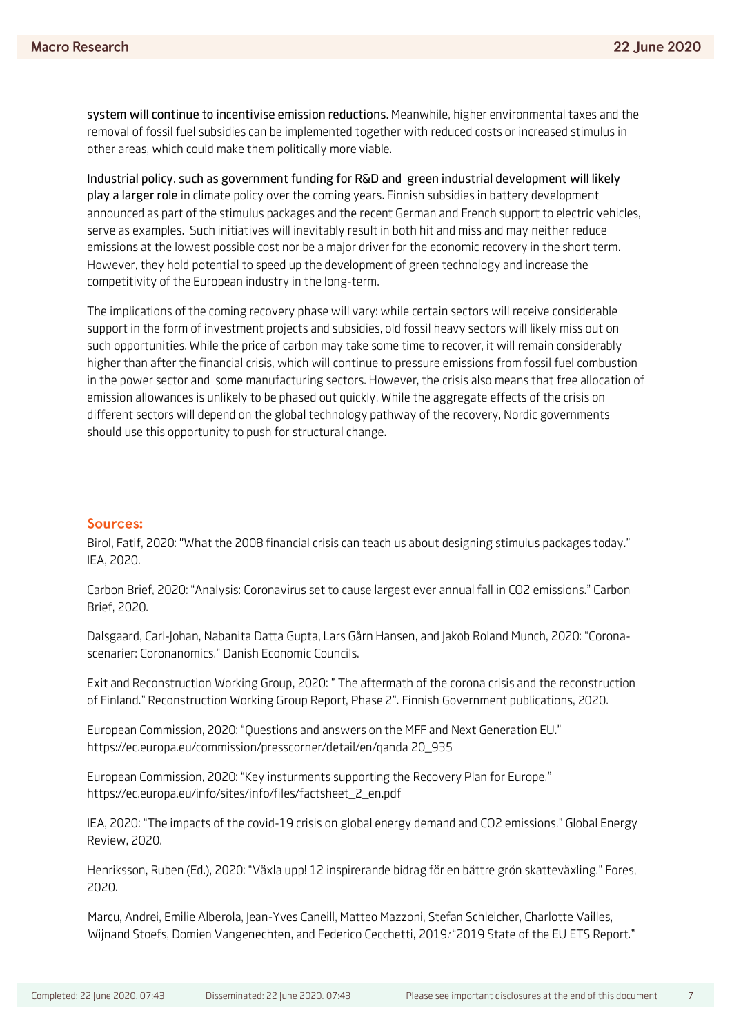**system will continue to incentivise emission reductions**. Meanwhile, higher environmental taxes and the removal of fossil fuel subsidies can be implemented together with reduced costs or increased stimulus in other areas, which could make them politically more viable.

**Industrial policy, such as government funding for R&D and green industrial development will likely play a larger role** in climate policy over the coming years. Finnish subsidies in battery development announced as part of the stimulus packages and the recent German and French support to electric vehicles, serve as examples. Such initiatives will inevitably result in both hit and miss and may neither reduce emissions at the lowest possible cost nor be a major driver for the economic recovery in the short term. However, they hold potential to speed up the development of green technology and increase the competitivity of the European industry in the long-term.

The implications of the coming recovery phase will vary: while certain sectors will receive considerable support in the form of investment projects and subsidies, old fossil heavy sectors will likely miss out on such opportunities. While the price of carbon may take some time to recover, it will remain considerably higher than after the financial crisis, which will continue to pressure emissions from fossil fuel combustion in the power sector and some manufacturing sectors. However, the crisis also means that free allocation of emission allowances is unlikely to be phased out quickly. While the aggregate effects of the crisis on different sectors will depend on the global technology pathway of the recovery, Nordic governments should use this opportunity to push for structural change.

## Sources:

Birol, Fatif, 2020: "What the 2008 financial crisis can teach us about designing stimulus packages today." IEA, 2020.

Carbon Brief, 2020: "Analysis: Coronavirus set to cause largest ever annual fall in CO2 emissions." Carbon Brief, 2020.

Dalsgaard, Carl-Johan, Nabanita Datta Gupta, Lars Gårn Hansen, and Jakob Roland Munch, 2020: "Corona-scenarier: Coronanomics." Danish Economic Councils.

Exit and Reconstruction Working Group, 2020: " The aftermath of the corona crisis and the reconstruction of Finland." Reconstruction Working Group Report, Phase 2". Finnish Government publications, 2020.

European Commission, 2020: "Questions and answers on the MFF and Next Generation EU." https://ec.europa.eu/commission/presscorner/detail/en/qanda 20_935

European Commission, 2020: "Key insturments supporting the Recovery Plan for Europe." https://ec.europa.eu/info/sites/info/files/factsheet_2_en.pdf

IEA, 2020: "The impacts of the covid-19 crisis on global energy demand and CO2 emissions." Global Energy Review, 2020.

Henriksson, Ruben (Ed.), 2020: "Växla upp! 12 inspirerande bidrag för en bättre grön skatteväxling." Fores, 2020.

Marcu, Andrei, Emilie Alberola, Jean-Yves Caneill, Matteo Mazzoni, Stefan Schleicher, Charlotte Vailles, Wijnand Stoefs, Domien Vangenechten, and Federico Cecchetti, 2019: "2019 State of the EU ETS Report."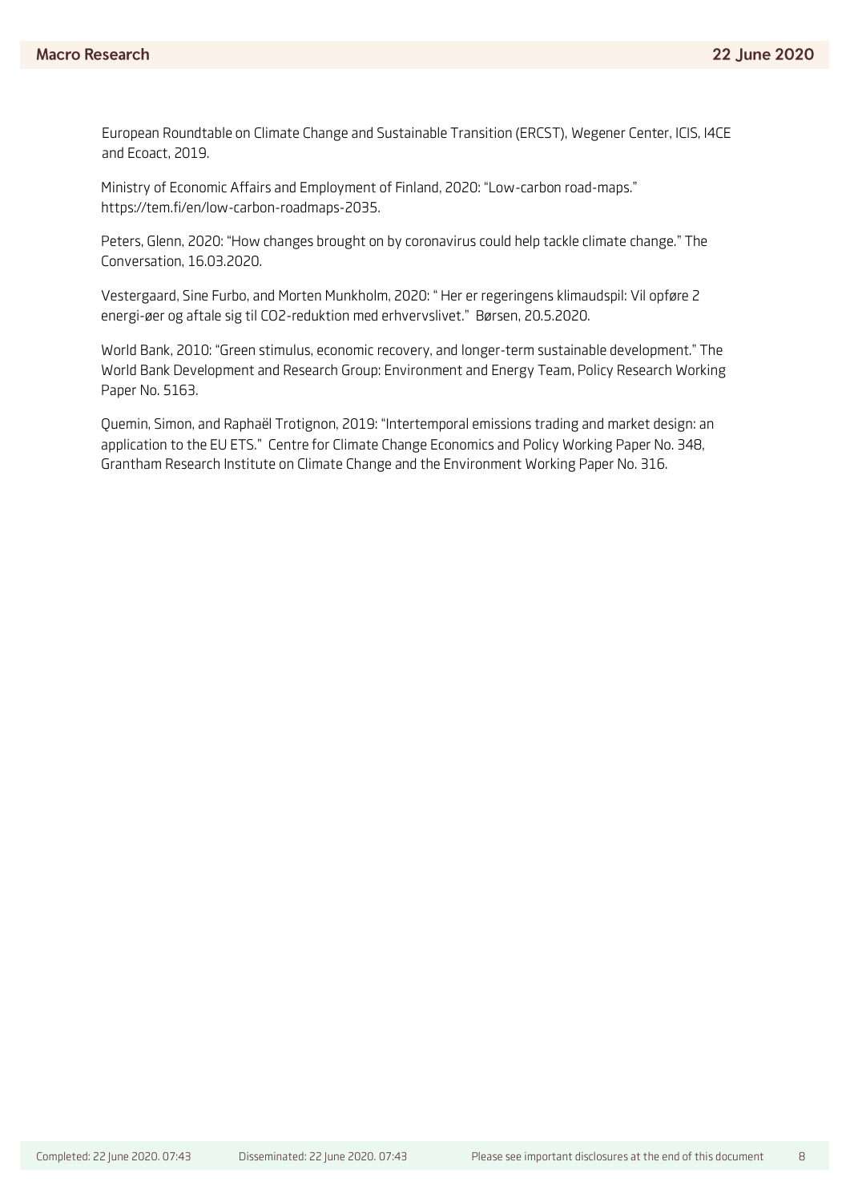European Roundtable on Climate Change and Sustainable Transition (ERCST), Wegener Center, ICIS, I4CE and Ecoact, 2019.

Ministry of Economic Affairs and Employment of Finland, 2020: "Low-carbon road-maps." https://tem.fi/en/low-carbon-roadmaps-2035.

Peters, Glenn, 2020: "How changes brought on by coronavirus could help tackle climate change." The Conversation, 16.03.2020.

Vestergaard, Sine Furbo, and Morten Munkholm, 2020: " Her er regeringens klimaudspil: Vil opføre 2 energi-øer og aftale sig til CO2-reduktion med erhvervslivet." Børsen, 20.5.2020.

World Bank, 2010: "Green stimulus, economic recovery, and longer-term sustainable development." The World Bank Development and Research Group: Environment and Energy Team, Policy Research Working Paper No. 5163.

Quemin, Simon, and Raphaël Trotignon, 2019: "Intertemporal emissions trading and market design: an application to the EU ETS." Centre for Climate Change Economics and Policy Working Paper No. 348, Grantham Research Institute on Climate Change and the Environment Working Paper No. 316.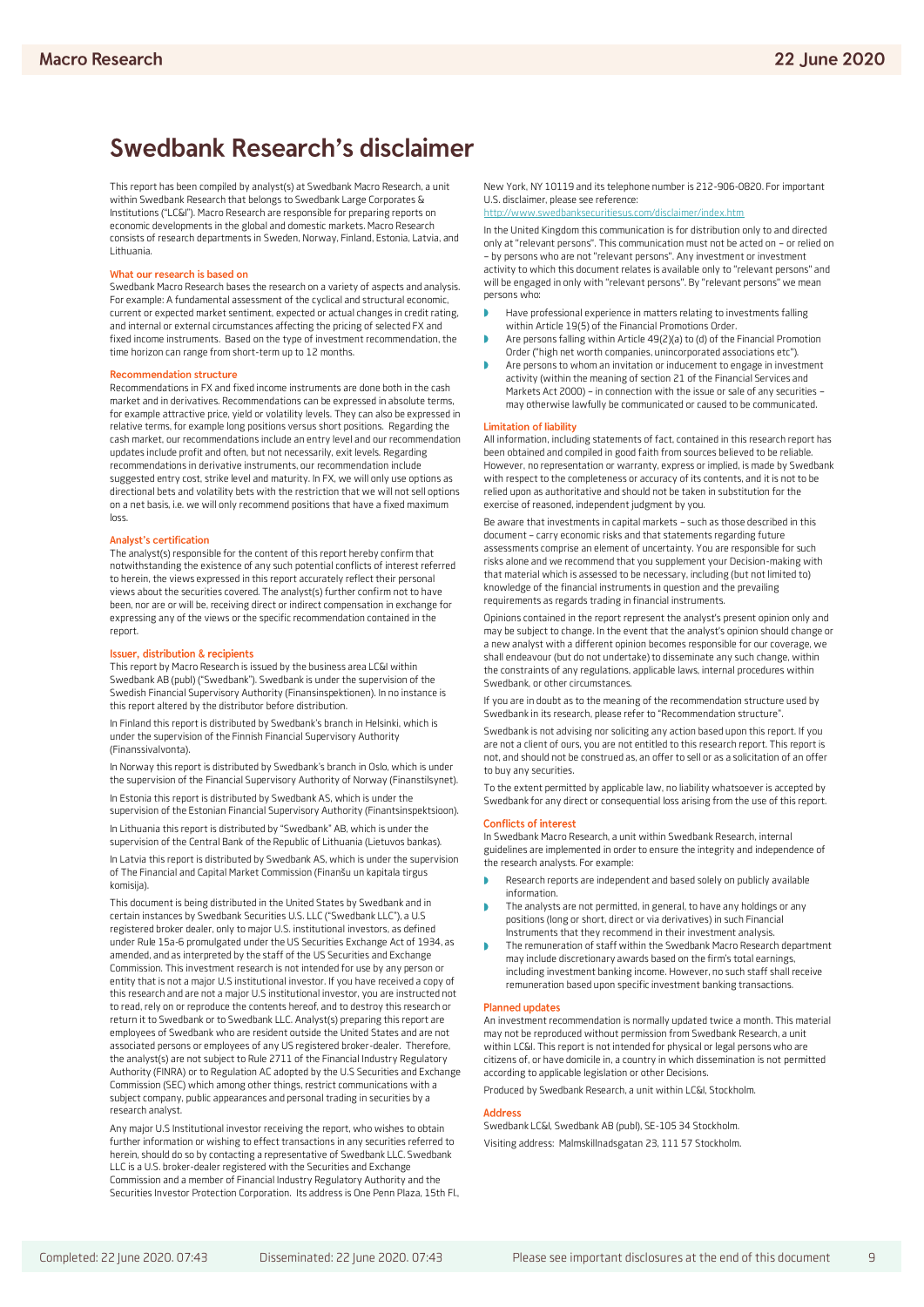# Swedbank Research's disclaimer

This report has been compiled by analyst(s) at Swedbank Macro Research, a unit within Swedbank Research that belongs to Swedbank Large Corporates & Institutions ("LC&I"). Macro Research are responsible for preparing reports on economic developments in the global and domestic markets. Macro Research consists of research departments in Sweden, Norway, Finland, Estonia, Latvia, and Lithuania.

### What our research is based on

Swedbank Macro Research bases the research on a variety of aspects and analysis. For example: A fundamental assessment of the cyclical and structural economic, current or expected market sentiment, expected or actual changes in credit rating, and internal or external circumstances affecting the pricing of selected FX and fixed income instruments. Based on the type of investment recommendation, the time horizon can range from short-term up to 12 months.

### Recommendation structure

Recommendations in FX and fixed income instruments are done both in the cash market and in derivatives. Recommendations can be expressed in absolute terms, for example attractive price, yield or volatility levels. They can also be expressed in relative terms, for example long positions versus short positions. Regarding the cash market, our recommendations include an entry level and our recommendation updates include profit and often, but not necessarily, exit levels. Regarding recommendations in derivative instruments, our recommendation include suggested entry cost, strike level and maturity. In FX, we will only use options as directional bets and volatility bets with the restriction that we will not sell options on a net basis, i.e. we will only recommend positions that have a fixed maximum loss.

### Analyst's certification

The analyst(s) responsible for the content of this report hereby confirm that notwithstanding the existence of any such potential conflicts of interest referred to herein, the views expressed in this report accurately reflect their personal views about the securities covered. The analyst(s) further confirm not to have been, nor are or will be, receiving direct or indirect compensation in exchange for expressing any of the views or the specific recommendation contained in the report.

### Issuer, distribution & recipients

This report by Macro Research is issued by the business area LC&I within Swedbank AB (publ) ("Swedbank"). Swedbank is under the supervision of the Swedish Financial Supervisory Authority (Finansinspektionen). In no instance is this report altered by the distributor before distribution.

In Finland this report is distributed by Swedbank's branch in Helsinki, which is under the supervision of the Finnish Financial Supervisory Authority (Finanssivalvonta).

In Norway this report is distributed by Swedbank's branch in Oslo, which is under the supervision of the Financial Supervisory Authority of Norway (Finanstilsynet).

In Estonia this report is distributed by Swedbank AS, which is under the supervision of the Estonian Financial Supervisory Authority (Finantsinspektsioon).

In Lithuania this report is distributed by "Swedbank" AB, which is under the supervision of the Central Bank of the Republic of Lithuania (Lietuvos bankas).

In Latvia this report is distributed by Swedbank AS, which is under the supervision of The Financial and Capital Market Commission (Finanšu un kapitala tirgus komisija).

This document is being distributed in the United States by Swedbank and in certain instances by Swedbank Securities U.S. LLC ("Swedbank LLC"), a U.S registered broker dealer, only to major U.S. institutional investors, as defined under Rule 15a-6 promulgated under the US Securities Exchange Act of 1934, as amended, and as interpreted by the staff of the US Securities and Exchange Commission. This investment research is not intended for use by any person or entity that is not a major U.S institutional investor. If you have received a copy of this research and are not a major U.S institutional investor, you are instructed not to read, rely on or reproduce the contents hereof, and to destroy this research or return it to Swedbank or to Swedbank LLC. Analyst(s) preparing this report are employees of Swedbank who are resident outside the United States and are not associated persons or employees of any US registered broker-dealer. Therefore, the analyst(s) are not subject to Rule 2711 of the Financial Industry Regulatory Authority (FINRA) or to Regulation AC adopted by the U.S Securities and Exchange Commission (SEC) which among other things, restrict communications with a subject company, public appearances and personal trading in securities by a research analyst.

Any major U.S Institutional investor receiving the report, who wishes to obtain further information or wishing to effect transactions in any securities referred to herein, should do so by contacting a representative of Swedbank LLC. Swedbank LLC is a U.S. broker-dealer registered with the Securities and Exchange Commission and a member of Financial Industry Regulatory Authority and the Securities Investor Protection Corporation. Its address is One Penn Plaza, 15th Fl., New York, NY 10119 and its telephone number is 212-906-0820. For important U.S. disclaimer, please see reference: http://www.swedbanksecuritiesus.com/disclaimer/index.htm

In the United Kingdom this communication is for distribution only to and directed only at "relevant persons". This communication must not be acted on – or relied on – by persons who are not "relevant persons". Any investment or investment activity to which this document relates is available only to "relevant persons" and will be engaged in only with "relevant persons". By "relevant persons" we mean persons who:

- Have professional experience in matters relating to investments falling within Article 19(5) of the Financial Promotions Order.
- Are persons falling within Article 49(2)(a) to (d) of the Financial Promotion Order ("high net worth companies, unincorporated associations etc").
- Are persons to whom an invitation or inducement to engage in investment activity (within the meaning of section 21 of the Financial Services and Markets Act 2000) – in connection with the issue or sale of any securities – may otherwise lawfully be communicated or caused to be communicated.

### Limitation of liability

All information, including statements of fact, contained in this research report has been obtained and compiled in good faith from sources believed to be reliable. However, no representation or warranty, express or implied, is made by Swedbank with respect to the completeness or accuracy of its contents, and it is not to be relied upon as authoritative and should not be taken in substitution for the exercise of reasoned, independent judgment by you.

Be aware that investments in capital markets – such as those described in this document – carry economic risks and that statements regarding future assessments comprise an element of uncertainty. You are responsible for such risks alone and we recommend that you supplement your Decision-making with that material which is assessed to be necessary, including (but not limited to) knowledge of the financial instruments in question and the prevailing requirements as regards trading in financial instruments.

Opinions contained in the report represent the analyst's present opinion only and may be subject to change. In the event that the analyst's opinion should change or a new analyst with a different opinion becomes responsible for our coverage, we shall endeavour (but do not undertake) to disseminate any such change, within the constraints of any regulations, applicable laws, internal procedures within Swedbank, or other circumstances.

If you are in doubt as to the meaning of the recommendation structure used by Swedbank in its research, please refer to "Recommendation structure".

Swedbank is not advising nor soliciting any action based upon this report. If you are not a client of ours, you are not entitled to this research report. This report is not, and should not be construed as, an offer to sell or as a solicitation of an offer to buy any securities.

To the extent permitted by applicable law, no liability whatsoever is accepted by Swedbank for any direct or consequential loss arising from the use of this report.

### Conflicts of interest

In Swedbank Macro Research, a unit within Swedbank Research, internal guidelines are implemented in order to ensure the integrity and independence of the research analysts. For example:

- Research reports are independent and based solely on publicly available information.
- The analysts are not permitted, in general, to have any holdings or any positions (long or short, direct or via derivatives) in such Financial Instruments that they recommend in their investment analysis.
- The remuneration of staff within the Swedbank Macro Research department may include discretionary awards based on the firm's total earnings, including investment banking income. However, no such staff shall receive remuneration based upon specific investment banking transactions.

### Planned updates

An investment recommendation is normally updated twice a month. This material may not be reproduced without permission from Swedbank Research, a unit within LC&I. This report is not intended for physical or legal persons who are citizens of, or have domicile in, a country in which dissemination is not permitted according to applicable legislation or other Decisions.

Produced by Swedbank Research, a unit within LC&I, Stockholm.

### Address

Swedbank LC&I, Swedbank AB (publ), SE-105 34 Stockholm.

Visiting address: Malmskillnadsgatan 23, 111 57 Stockholm.

Completed: 22 June 2020. 07:43 Disseminated: 22 June 2020. 07:43